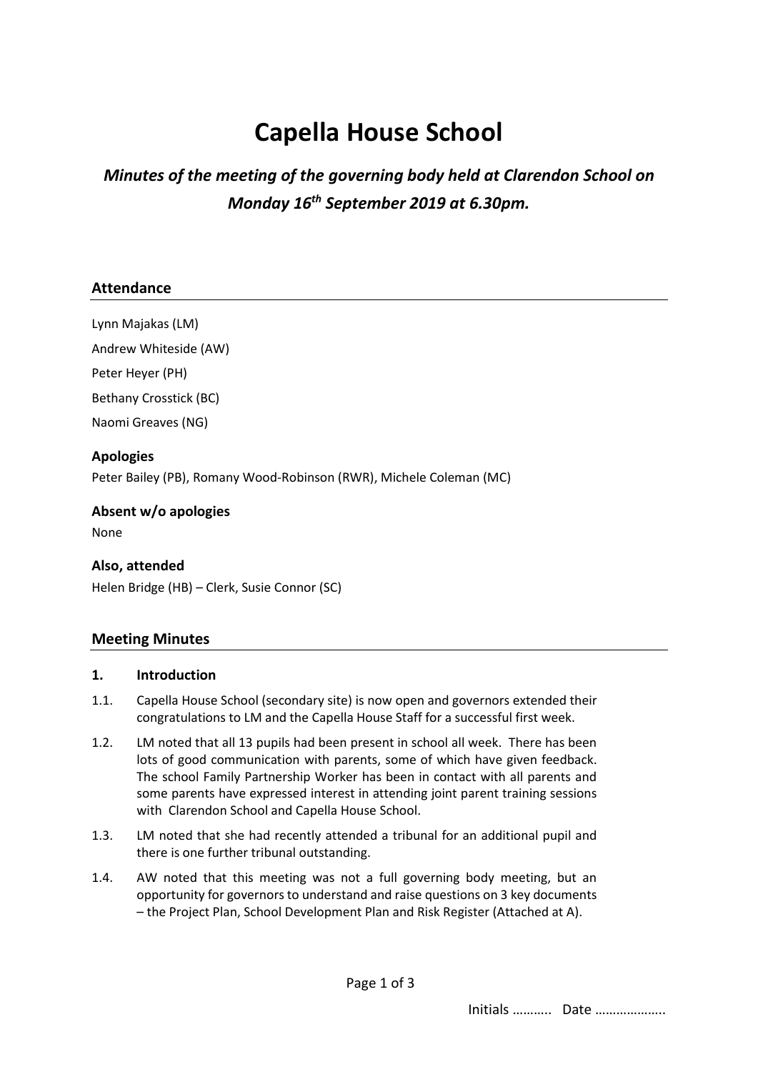# Capella House School

## *Minutes of the meeting of the governing body held at Clarendon School on Monday 16th September 2019 at 6.30pm.*

### Attendance

Lynn Majakas (LM)

Andrew Whiteside (AW)

Peter Heyer (PH)

Bethany Crosstick (BC)

Naomi Greaves (NG)

**Apologies**

Peter Bailey (PB), Romany Wood-Robinson (RWR), Michele Coleman (MC)

**Absent w/o apologies**

None

**Also, attended**

Helen Bridge (HB) – Clerk, Susie Connor (SC)

### Meeting Minutes

**1. Introduction**

1.1. Capella House School (secondary site) is now open and governors extended their congratulations to LM and the Capella House Staff for a successful first week.

1.2. LM noted that all 13 pupils had been present in school all week. There has been lots of good communication with parents, some of which have given feedback. The school Family Partnership Worker has been in contact with all parents and some parents have expressed interest in attending joint parent training sessions with Clarendon School and Capella House School.

1.3. LM noted that she had recently attended a tribunal for an additional pupil and there is one further tribunal outstanding.

1.4. AW noted that this meeting was not a full governing body meeting, but an opportunity for governors to understand and raise questions on 3 key documents – the Project Plan, School Development Plan and Risk Register (Attached at A).

Initials ……….. Date ……………….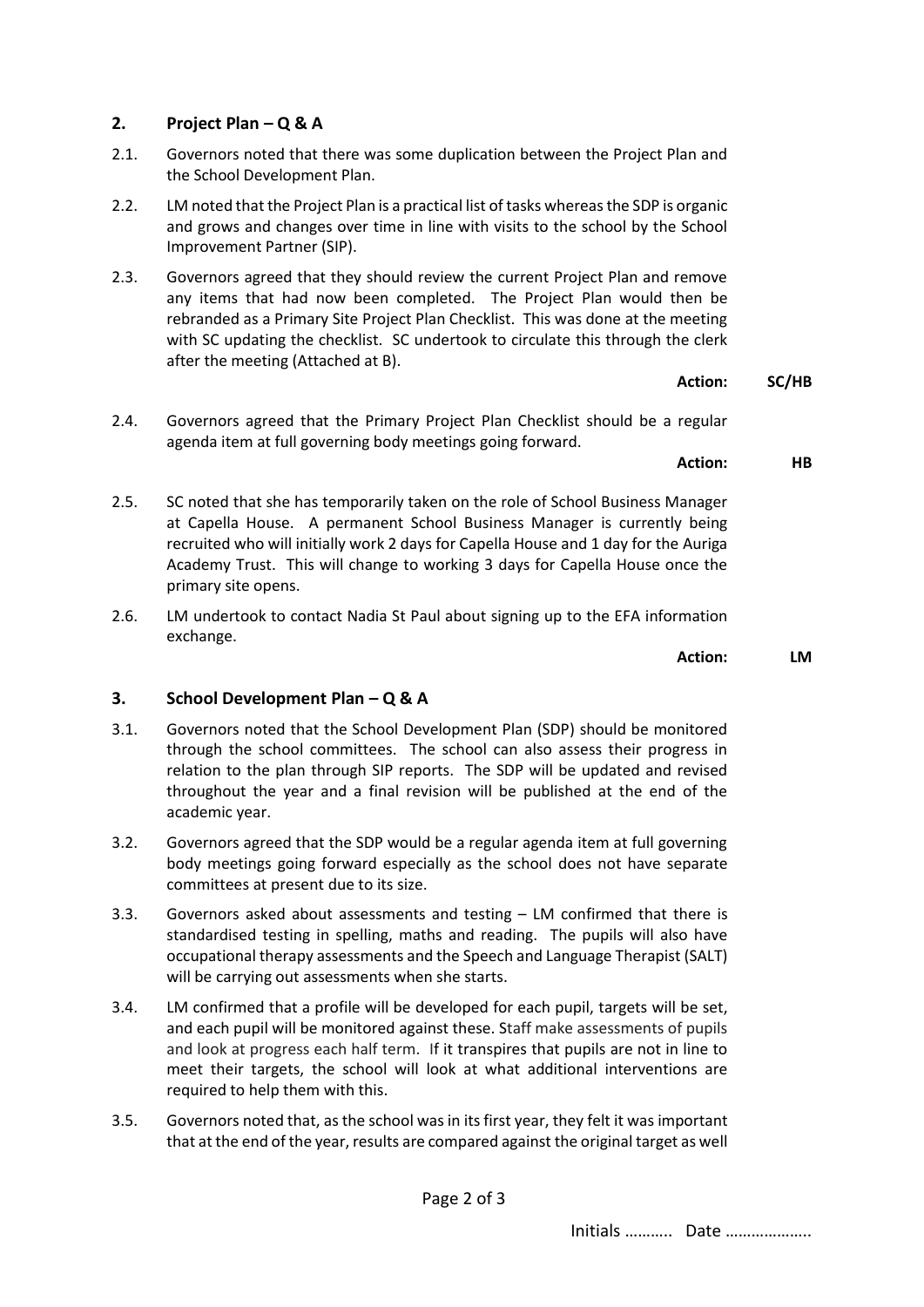## 2. Project Plan – Q & A

2.1. Governors noted that there was some duplication between the Project Plan and the School Development Plan.

2.2. LM noted that the Project Plan is a practical list of tasks whereas the SDP is organic and grows and changes over time in line with visits to the school by the School Improvement Partner (SIP).

2.3. Governors agreed that they should review the current Project Plan and remove any items that had now been completed. The Project Plan would then be rebranded as a Primary Site Project Plan Checklist. This was done at the meeting with SC updating the checklist. SC undertook to circulate this through the clerk after the meeting (Attached at B).

**Action: SC/HB**

2.4. Governors agreed that the Primary Project Plan Checklist should be a regular agenda item at full governing body meetings going forward.

**Action: HB**

2.5. SC noted that she has temporarily taken on the role of School Business Manager at Capella House. A permanent School Business Manager is currently being recruited who will initially work 2 days for Capella House and 1 day for the Auriga Academy Trust. This will change to working 3 days for Capella House once the primary site opens.

2.6. LM undertook to contact Nadia St Paul about signing up to the EFA information exchange.

**Action: LM**

## 3. School Development Plan – Q & A

3.1. Governors noted that the School Development Plan (SDP) should be monitored through the school committees. The school can also assess their progress in relation to the plan through SIP reports. The SDP will be updated and revised throughout the year and a final revision will be published at the end of the academic year.

3.2. Governors agreed that the SDP would be a regular agenda item at full governing body meetings going forward especially as the school does not have separate committees at present due to its size.

3.3. Governors asked about assessments and testing – LM confirmed that there is standardised testing in spelling, maths and reading. The pupils will also have occupational therapy assessments and the Speech and Language Therapist (SALT) will be carrying out assessments when she starts.

3.4. LM confirmed that a profile will be developed for each pupil, targets will be set, and each pupil will be monitored against these. Staff make assessments of pupils and look at progress each half term. If it transpires that pupils are not in line to meet their targets, the school will look at what additional interventions are required to help them with this.

3.5. Governors noted that, as the school was in its first year, they felt it was important that at the end of the year, results are compared against the original target as well

Initials ……….. Date ……………….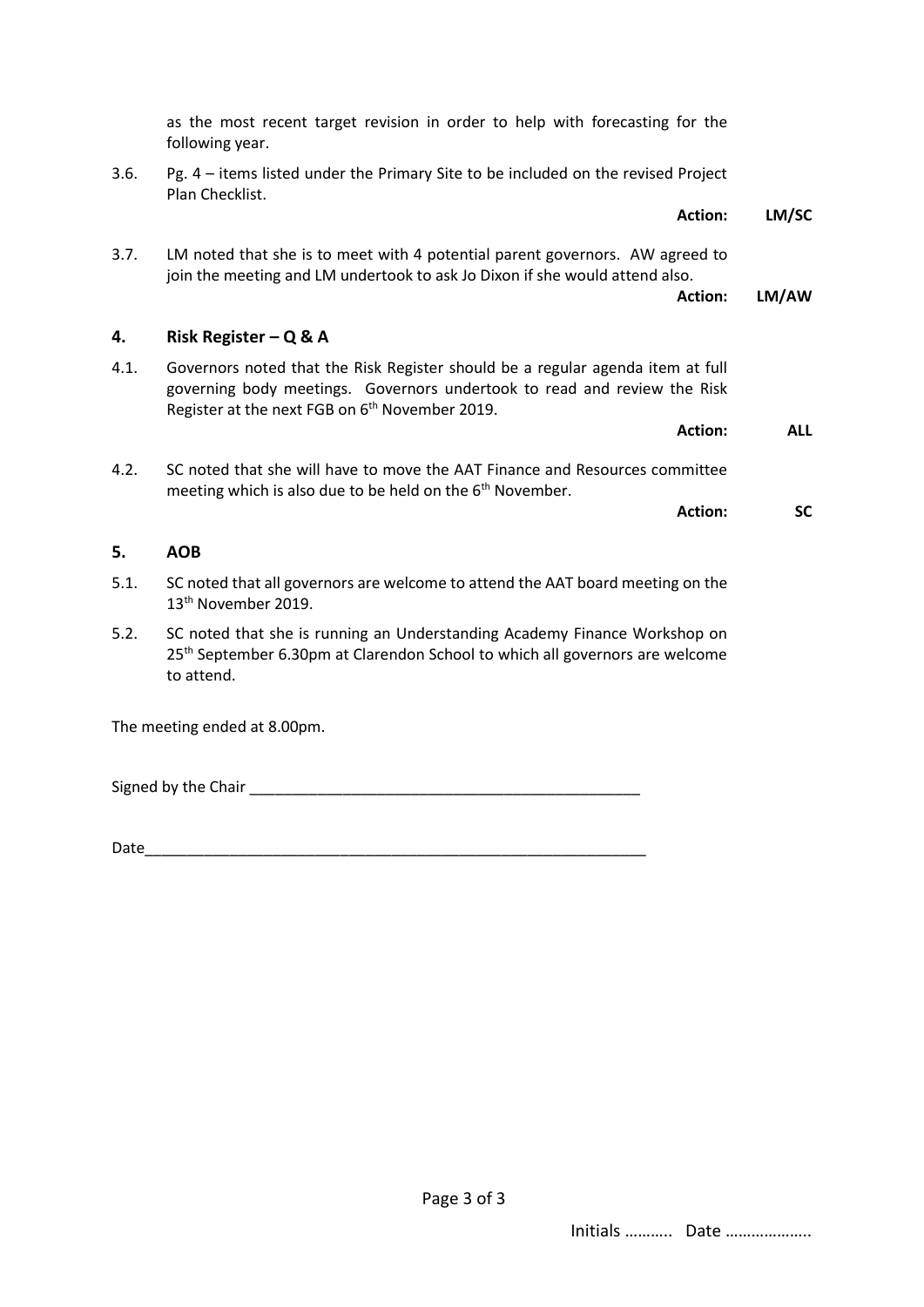as the most recent target revision in order to help with forecasting for the following year.

3.6. Pg. 4 – items listed under the Primary Site to be included on the revised Project Plan Checklist.

**Action: LM/SC**

3.7. LM noted that she is to meet with 4 potential parent governors. AW agreed to join the meeting and LM undertook to ask Jo Dixon if she would attend also.

**Action: LM/AW**

## 4. Risk Register – Q & A

4.1. Governors noted that the Risk Register should be a regular agenda item at full governing body meetings. Governors undertook to read and review the Risk Register at the next FGB on 6th November 2019.

**Action: ALL**

4.2. SC noted that she will have to move the AAT Finance and Resources committee meeting which is also due to be held on the 6th November.

**Action: SC**

## 5. AOB

5.1. SC noted that all governors are welcome to attend the AAT board meeting on the 13th November 2019.

5.2. SC noted that she is running an Understanding Academy Finance Workshop on 25th September 6.30pm at Clarendon School to which all governors are welcome to attend.

The meeting ended at 8.00pm.

Signed by the Chair ________________________________________________

Date_____________________________________________________________

Initials ……….. Date ……………….